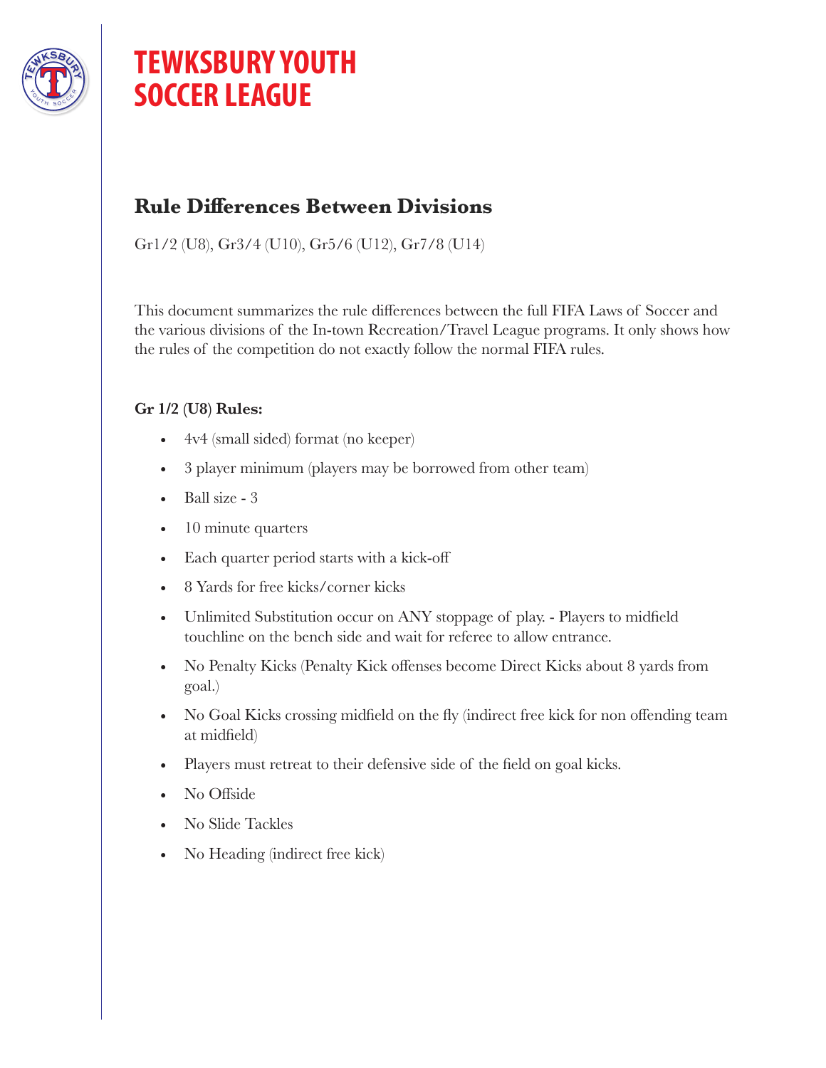# TEWKSBURY YOUTH SOCCER LEAGUE

## Rule Differences Between Divisions

Gr1/2 (U8), Gr3/4 (U10), Gr5/6 (U12), Gr7/8 (U14)

This document summarizes the rule differences between the full FIFA Laws of Soccer and the various divisions of the In-town Recreation/Travel League programs. It only shows how the rules of the competition do not exactly follow the normal FIFA rules.

**Gr 1/2 (U8) Rules:**

- 4v4 (small sided) format (no keeper)
- 3 player minimum (players may be borrowed from other team)
- Ball size - 3
- 10 minute quarters
- Each quarter period starts with a kick-off
- 8 Yards for free kicks/corner kicks
- Unlimited Substitution occur on ANY stoppage of play. - Players to midfield touchline on the bench side and wait for referee to allow entrance.
- No Penalty Kicks (Penalty Kick offenses become Direct Kicks about 8 yards from goal.)
- No Goal Kicks crossing midfield on the fly (indirect free kick for non offending team at midfield)
- Players must retreat to their defensive side of the field on goal kicks.
- No Offside
- No Slide Tackles
- No Heading (indirect free kick)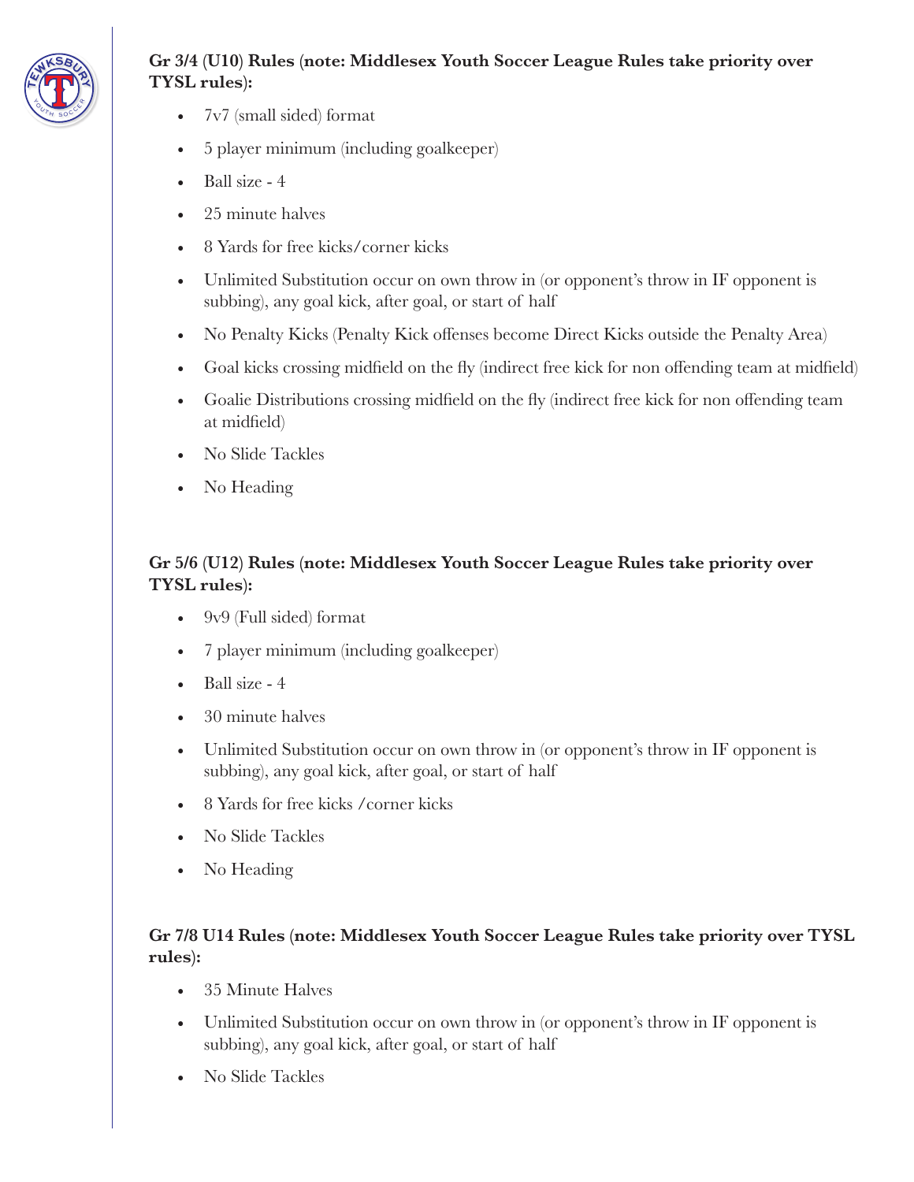**Gr 3/4 (U10) Rules (note: Middlesex Youth Soccer League Rules take priority over TYSL rules):**

- 7v7 (small sided) format
- 5 player minimum (including goalkeeper)
- Ball size - 4
- 25 minute halves
- 8 Yards for free kicks/corner kicks
- Unlimited Substitution occur on own throw in (or opponent's throw in IF opponent is subbing), any goal kick, after goal, or start of half
- No Penalty Kicks (Penalty Kick offenses become Direct Kicks outside the Penalty Area)
- Goal kicks crossing midfield on the fly (indirect free kick for non offending team at midfield)
- Goalie Distributions crossing midfield on the fly (indirect free kick for non offending team at midfield)
- No Slide Tackles
- No Heading

**Gr 5/6 (U12) Rules (note: Middlesex Youth Soccer League Rules take priority over TYSL rules):**

- 9v9 (Full sided) format
- 7 player minimum (including goalkeeper)
- Ball size - 4
- 30 minute halves
- Unlimited Substitution occur on own throw in (or opponent's throw in IF opponent is subbing), any goal kick, after goal, or start of half
- 8 Yards for free kicks /corner kicks
- No Slide Tackles
- No Heading

**Gr 7/8 U14 Rules (note: Middlesex Youth Soccer League Rules take priority over TYSL rules):**

- 35 Minute Halves
- Unlimited Substitution occur on own throw in (or opponent's throw in IF opponent is subbing), any goal kick, after goal, or start of half
- No Slide Tackles